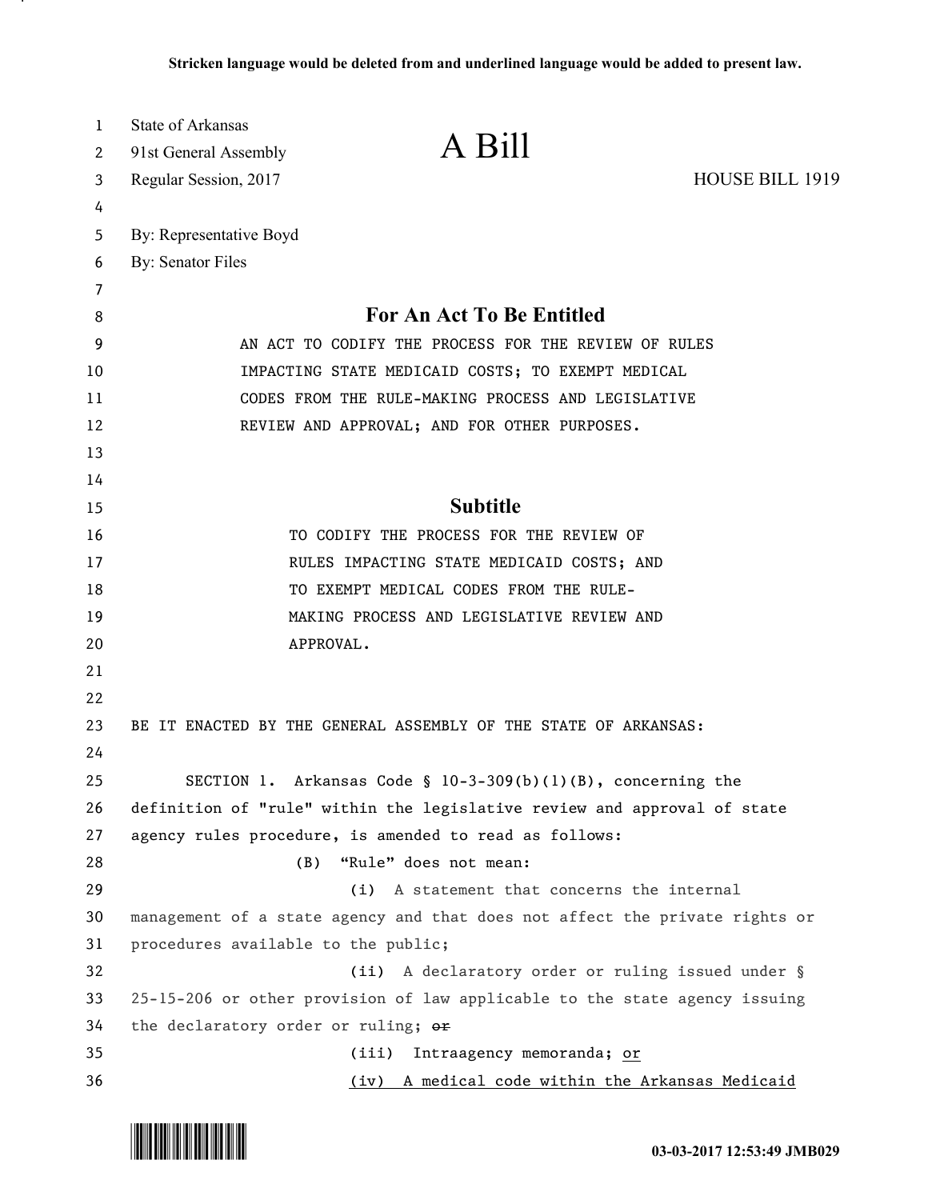Stricken language would be deleted from and underlined language would be added to present law.

State of Arkansas
91st General Assembly
Regular Session, 2017

# A Bill

HOUSE BILL 1919

By: Representative Boyd
By: Senator Files

## For An Act To Be Entitled

AN ACT TO CODIFY THE PROCESS FOR THE REVIEW OF RULES IMPACTING STATE MEDICAID COSTS; TO EXEMPT MEDICAL CODES FROM THE RULE-MAKING PROCESS AND LEGISLATIVE REVIEW AND APPROVAL; AND FOR OTHER PURPOSES.

## Subtitle

TO CODIFY THE PROCESS FOR THE REVIEW OF RULES IMPACTING STATE MEDICAID COSTS; AND TO EXEMPT MEDICAL CODES FROM THE RULE-MAKING PROCESS AND LEGISLATIVE REVIEW AND APPROVAL.

BE IT ENACTED BY THE GENERAL ASSEMBLY OF THE STATE OF ARKANSAS:

SECTION 1. Arkansas Code § 10-3-309(b)(1)(B), concerning the definition of "rule" within the legislative review and approval of state agency rules procedure, is amended to read as follows:

(B) "Rule" does not mean:

(i) A statement that concerns the internal management of a state agency and that does not affect the private rights or procedures available to the public;

(ii) A declaratory order or ruling issued under § 25-15-206 or other provision of law applicable to the state agency issuing the declaratory order or ruling; ~~or~~

(iii) Intraagency memoranda; <u>or</u>

<u>(iv) A medical code within the Arkansas Medicaid</u>

03-03-2017 12:53:49 JMB029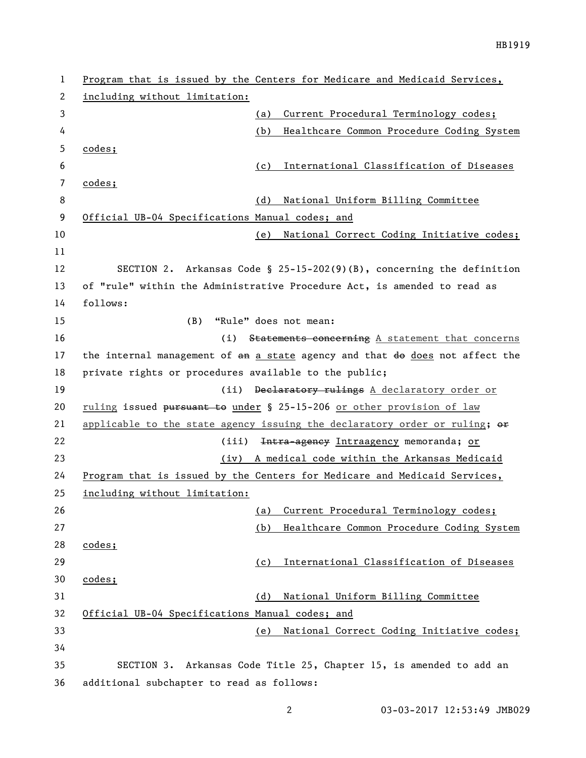Program that is issued by the Centers for Medicare and Medicaid Services, including without limitation:

(a) Current Procedural Terminology codes;

(b) Healthcare Common Procedure Coding System codes;

(c) International Classification of Diseases codes;

(d) National Uniform Billing Committee Official UB-04 Specifications Manual codes; and

(e) National Correct Coding Initiative codes;

SECTION 2. Arkansas Code § 25-15-202(9)(B), concerning the definition of "rule" within the Administrative Procedure Act, is amended to read as follows:

(B) "Rule" does not mean:

(i) ~~Statements concerning~~ A statement that concerns the internal management of ~~an~~ a state agency and that ~~do~~ does not affect the private rights or procedures available to the public;

(ii) ~~Declaratory rulings~~ A declaratory order or ruling issued ~~pursuant to~~ under § 25-15-206 or other provision of law applicable to the state agency issuing the declaratory order or ruling; ~~or~~

(iii) ~~Intra-agency~~ Intraagency memoranda; or

(iv) A medical code within the Arkansas Medicaid Program that is issued by the Centers for Medicare and Medicaid Services, including without limitation:

(a) Current Procedural Terminology codes;

(b) Healthcare Common Procedure Coding System codes;

(c) International Classification of Diseases codes;

(d) National Uniform Billing Committee Official UB-04 Specifications Manual codes; and

(e) National Correct Coding Initiative codes;

SECTION 3. Arkansas Code Title 25, Chapter 15, is amended to add an additional subchapter to read as follows: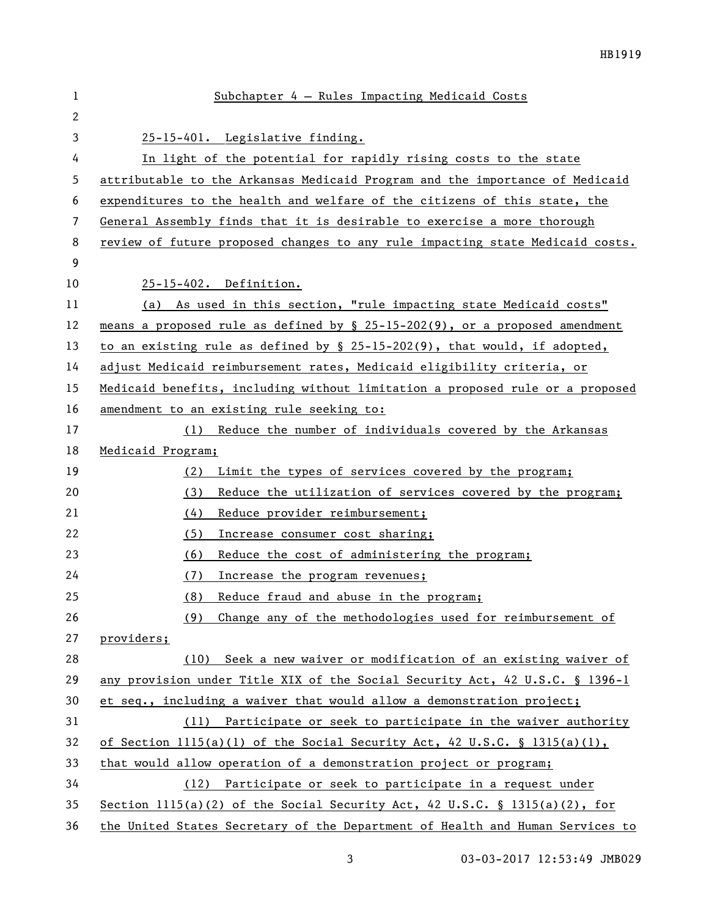Subchapter 4 – Rules Impacting Medicaid Costs

25-15-401. Legislative finding.

In light of the potential for rapidly rising costs to the state attributable to the Arkansas Medicaid Program and the importance of Medicaid expenditures to the health and welfare of the citizens of this state, the General Assembly finds that it is desirable to exercise a more thorough review of future proposed changes to any rule impacting state Medicaid costs.

25-15-402. Definition.

(a) As used in this section, "rule impacting state Medicaid costs" means a proposed rule as defined by § 25-15-202(9), or a proposed amendment to an existing rule as defined by § 25-15-202(9), that would, if adopted, adjust Medicaid reimbursement rates, Medicaid eligibility criteria, or Medicaid benefits, including without limitation a proposed rule or a proposed amendment to an existing rule seeking to:

(1) Reduce the number of individuals covered by the Arkansas Medicaid Program;

(2) Limit the types of services covered by the program;

(3) Reduce the utilization of services covered by the program;

(4) Reduce provider reimbursement;

(5) Increase consumer cost sharing;

(6) Reduce the cost of administering the program;

(7) Increase the program revenues;

(8) Reduce fraud and abuse in the program;

(9) Change any of the methodologies used for reimbursement of providers;

(10) Seek a new waiver or modification of an existing waiver of any provision under Title XIX of the Social Security Act, 42 U.S.C. § 1396-1 et seq., including a waiver that would allow a demonstration project;

(11) Participate or seek to participate in the waiver authority of Section 1115(a)(1) of the Social Security Act, 42 U.S.C. § 1315(a)(1), that would allow operation of a demonstration project or program;

(12) Participate or seek to participate in a request under Section 1115(a)(2) of the Social Security Act, 42 U.S.C. § 1315(a)(2), for the United States Secretary of the Department of Health and Human Services to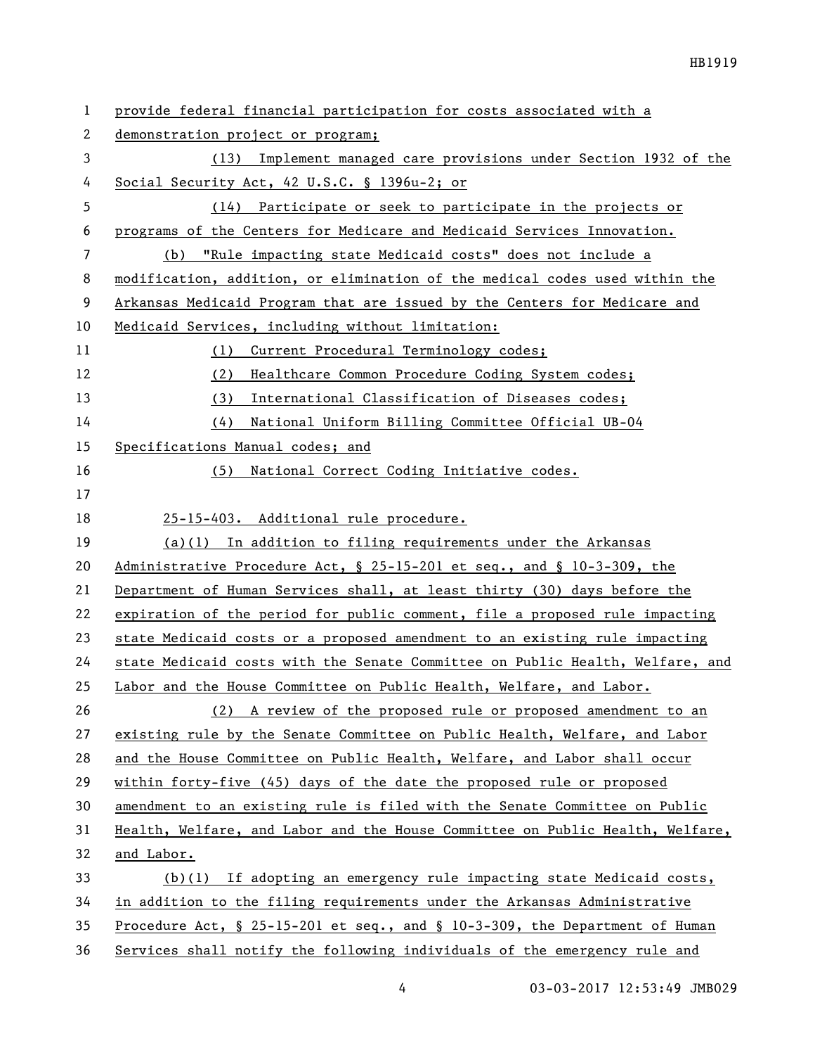provide federal financial participation for costs associated with a demonstration project or program;

(13) Implement managed care provisions under Section 1932 of the Social Security Act, 42 U.S.C. § 1396u-2; or

(14) Participate or seek to participate in the projects or programs of the Centers for Medicare and Medicaid Services Innovation.

(b) "Rule impacting state Medicaid costs" does not include a modification, addition, or elimination of the medical codes used within the Arkansas Medicaid Program that are issued by the Centers for Medicare and Medicaid Services, including without limitation:

(1) Current Procedural Terminology codes;

(2) Healthcare Common Procedure Coding System codes;

(3) International Classification of Diseases codes;

(4) National Uniform Billing Committee Official UB-04 Specifications Manual codes; and

(5) National Correct Coding Initiative codes.

25-15-403. Additional rule procedure.

(a)(1) In addition to filing requirements under the Arkansas Administrative Procedure Act, § 25-15-201 et seq., and § 10-3-309, the Department of Human Services shall, at least thirty (30) days before the expiration of the period for public comment, file a proposed rule impacting state Medicaid costs or a proposed amendment to an existing rule impacting state Medicaid costs with the Senate Committee on Public Health, Welfare, and Labor and the House Committee on Public Health, Welfare, and Labor.

(2) A review of the proposed rule or proposed amendment to an existing rule by the Senate Committee on Public Health, Welfare, and Labor and the House Committee on Public Health, Welfare, and Labor shall occur within forty-five (45) days of the date the proposed rule or proposed amendment to an existing rule is filed with the Senate Committee on Public Health, Welfare, and Labor and the House Committee on Public Health, Welfare, and Labor.

(b)(1) If adopting an emergency rule impacting state Medicaid costs, in addition to the filing requirements under the Arkansas Administrative Procedure Act, § 25-15-201 et seq., and § 10-3-309, the Department of Human Services shall notify the following individuals of the emergency rule and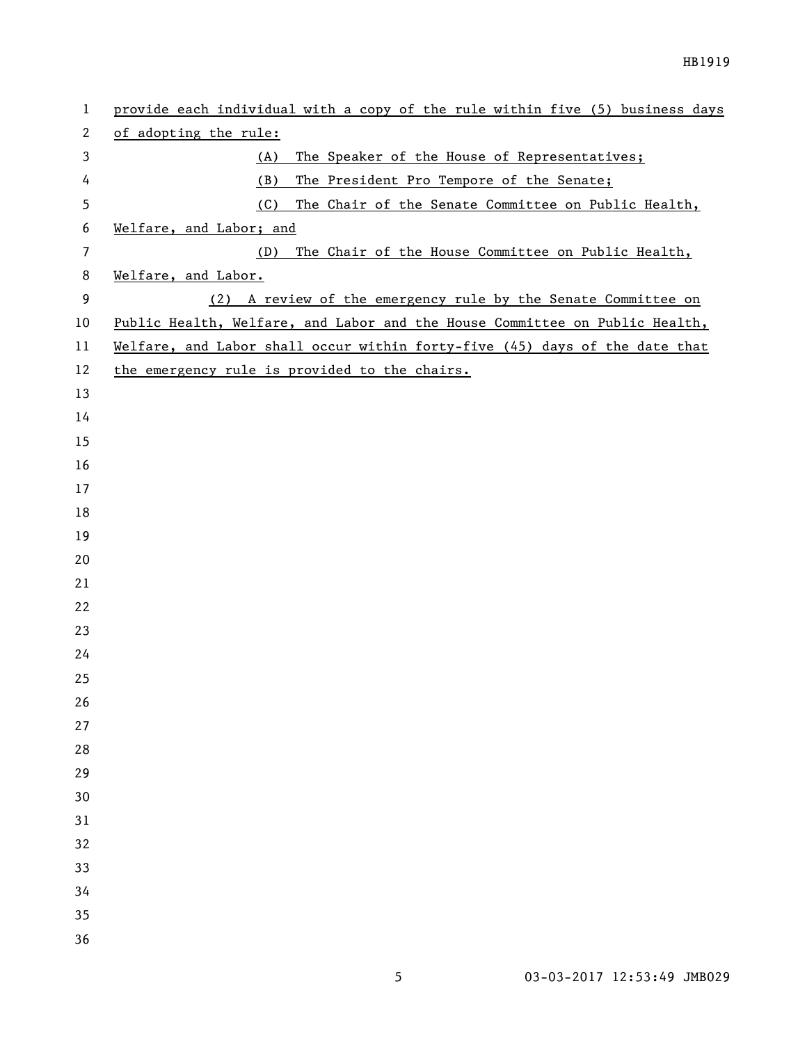provide each individual with a copy of the rule within five (5) business days of adopting the rule:

(A) The Speaker of the House of Representatives;

(B) The President Pro Tempore of the Senate;

(C) The Chair of the Senate Committee on Public Health, Welfare, and Labor; and

(D) The Chair of the House Committee on Public Health, Welfare, and Labor.

(2) A review of the emergency rule by the Senate Committee on Public Health, Welfare, and Labor and the House Committee on Public Health, Welfare, and Labor shall occur within forty-five (45) days of the date that the emergency rule is provided to the chairs.

03-03-2017 12:53:49 JMB029